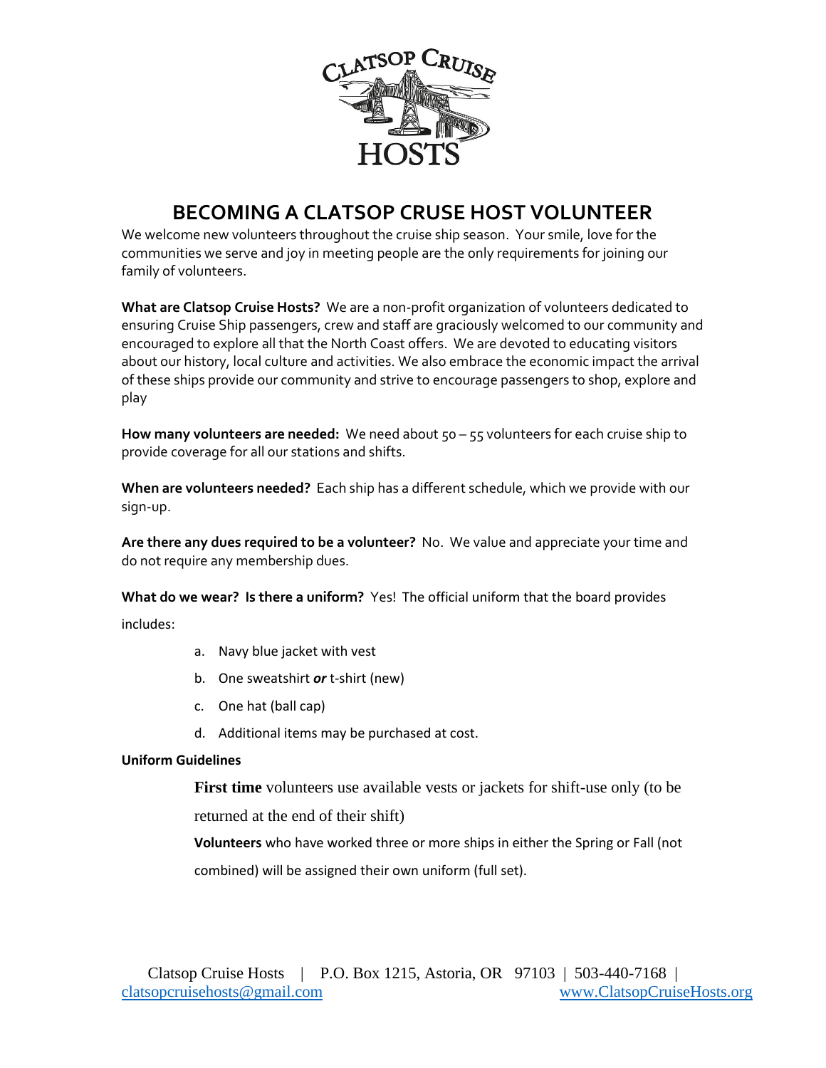# BECOMING A CLATSOP CRUSE HOST VOLUNTEER

We welcome new volunteers throughout the cruise ship season. Your smile, love for the communities we serve and joy in meeting people are the only requirements for joining our family of volunteers.

**What are Clatsop Cruise Hosts?** We are a non-profit organization of volunteers dedicated to ensuring Cruise Ship passengers, crew and staff are graciously welcomed to our community and encouraged to explore all that the North Coast offers. We are devoted to educating visitors about our history, local culture and activities. We also embrace the economic impact the arrival of these ships provide our community and strive to encourage passengers to shop, explore and play

**How many volunteers are needed:** We need about 50 – 55 volunteers for each cruise ship to provide coverage for all our stations and shifts.

**When are volunteers needed?** Each ship has a different schedule, which we provide with our sign-up.

**Are there any dues required to be a volunteer?** No. We value and appreciate your time and do not require any membership dues.

**What do we wear? Is there a uniform?** Yes! The official uniform that the board provides includes:

a. Navy blue jacket with vest
b. One sweatshirt ***or*** t-shirt (new)
c. One hat (ball cap)
d. Additional items may be purchased at cost.

**Uniform Guidelines**

**First time** volunteers use available vests or jackets for shift-use only (to be returned at the end of their shift)

**Volunteers** who have worked three or more ships in either the Spring or Fall (not combined) will be assigned their own uniform (full set).

Clatsop Cruise Hosts | P.O. Box 1215, Astoria, OR 97103 | 503-440-7168 | clatsopcruisehosts@gmail.com www.ClatsopCruiseHosts.org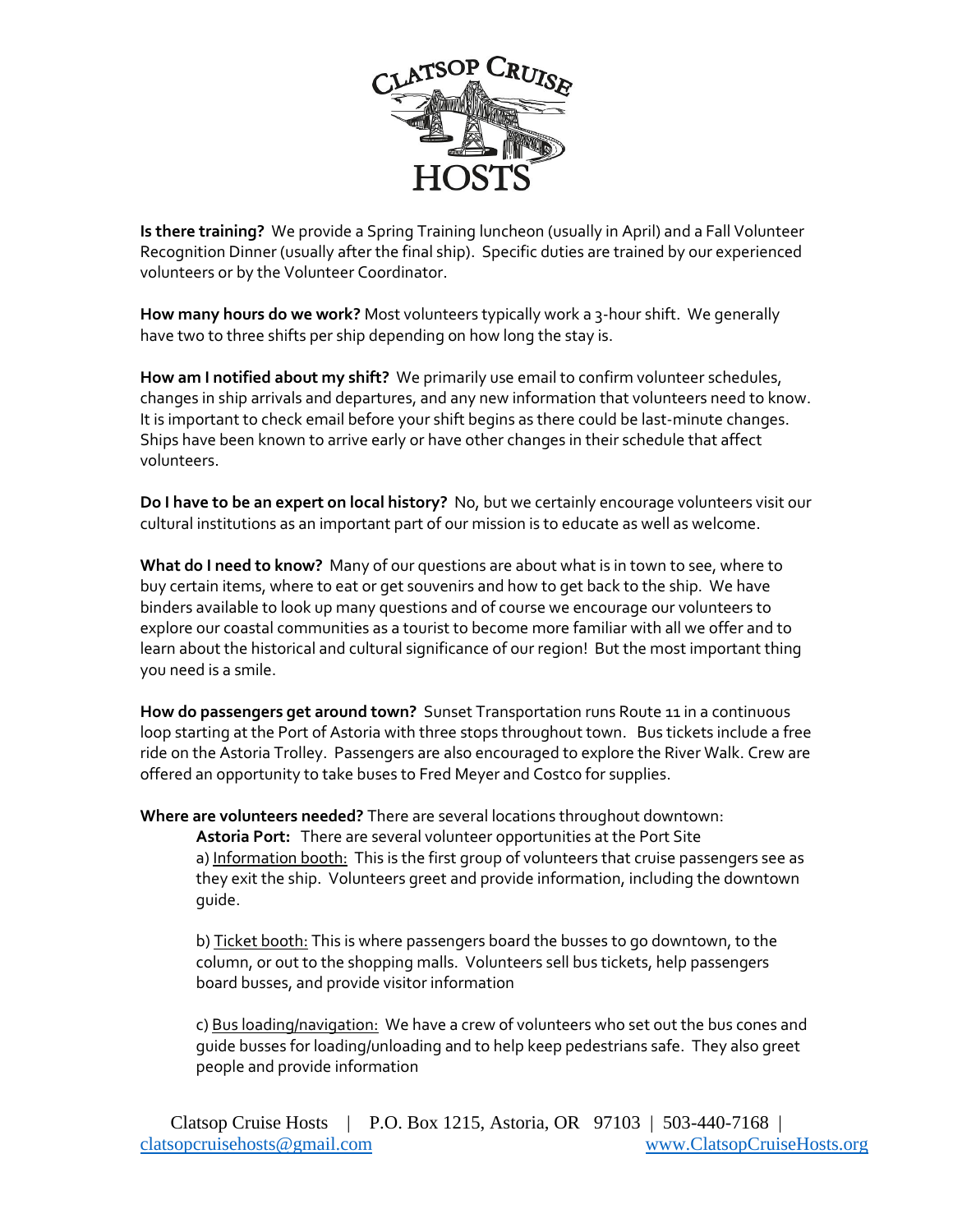**Is there training?** We provide a Spring Training luncheon (usually in April) and a Fall Volunteer Recognition Dinner (usually after the final ship). Specific duties are trained by our experienced volunteers or by the Volunteer Coordinator.

**How many hours do we work?** Most volunteers typically work a 3-hour shift. We generally have two to three shifts per ship depending on how long the stay is.

**How am I notified about my shift?** We primarily use email to confirm volunteer schedules, changes in ship arrivals and departures, and any new information that volunteers need to know. It is important to check email before your shift begins as there could be last-minute changes. Ships have been known to arrive early or have other changes in their schedule that affect volunteers.

**Do I have to be an expert on local history?** No, but we certainly encourage volunteers visit our cultural institutions as an important part of our mission is to educate as well as welcome.

**What do I need to know?** Many of our questions are about what is in town to see, where to buy certain items, where to eat or get souvenirs and how to get back to the ship. We have binders available to look up many questions and of course we encourage our volunteers to explore our coastal communities as a tourist to become more familiar with all we offer and to learn about the historical and cultural significance of our region! But the most important thing you need is a smile.

**How do passengers get around town?** Sunset Transportation runs Route 11 in a continuous loop starting at the Port of Astoria with three stops throughout town. Bus tickets include a free ride on the Astoria Trolley. Passengers are also encouraged to explore the River Walk. Crew are offered an opportunity to take buses to Fred Meyer and Costco for supplies.

**Where are volunteers needed?** There are several locations throughout downtown:

**Astoria Port:** There are several volunteer opportunities at the Port Site

a) Information booth: This is the first group of volunteers that cruise passengers see as they exit the ship. Volunteers greet and provide information, including the downtown guide.

b) Ticket booth: This is where passengers board the busses to go downtown, to the column, or out to the shopping malls. Volunteers sell bus tickets, help passengers board busses, and provide visitor information

c) Bus loading/navigation: We have a crew of volunteers who set out the bus cones and guide busses for loading/unloading and to help keep pedestrians safe. They also greet people and provide information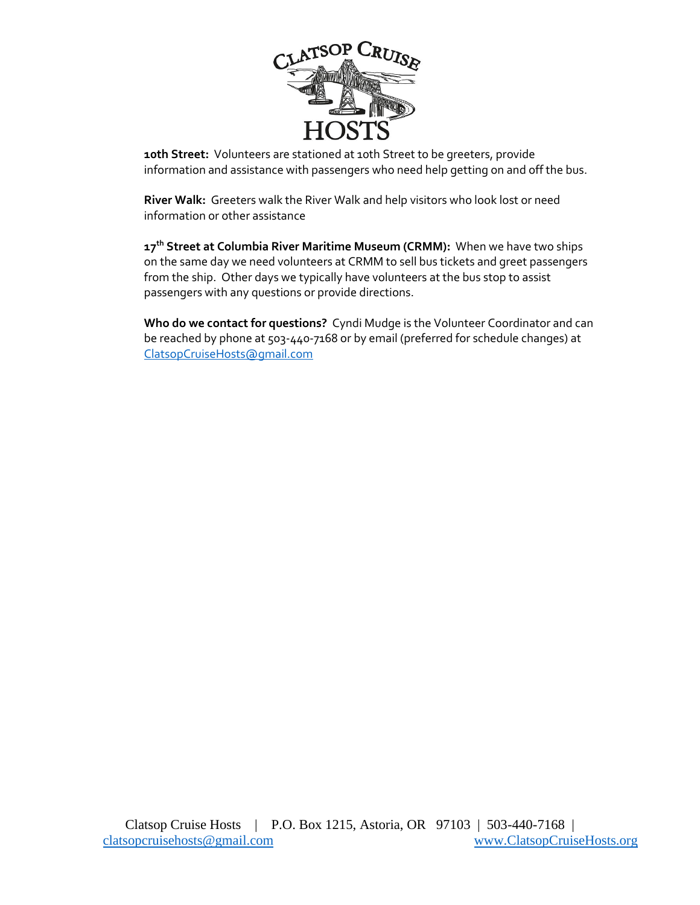**10th Street:** Volunteers are stationed at 10th Street to be greeters, provide information and assistance with passengers who need help getting on and off the bus.

**River Walk:** Greeters walk the River Walk and help visitors who look lost or need information or other assistance

**17th Street at Columbia River Maritime Museum (CRMM):** When we have two ships on the same day we need volunteers at CRMM to sell bus tickets and greet passengers from the ship. Other days we typically have volunteers at the bus stop to assist passengers with any questions or provide directions.

**Who do we contact for questions?** Cyndi Mudge is the Volunteer Coordinator and can be reached by phone at 503-440-7168 or by email (preferred for schedule changes) at ClatsopCruiseHosts@gmail.com

Clatsop Cruise Hosts | P.O. Box 1215, Astoria, OR 97103 | 503-440-7168 | clatsopcruisehosts@gmail.com www.ClatsopCruiseHosts.org